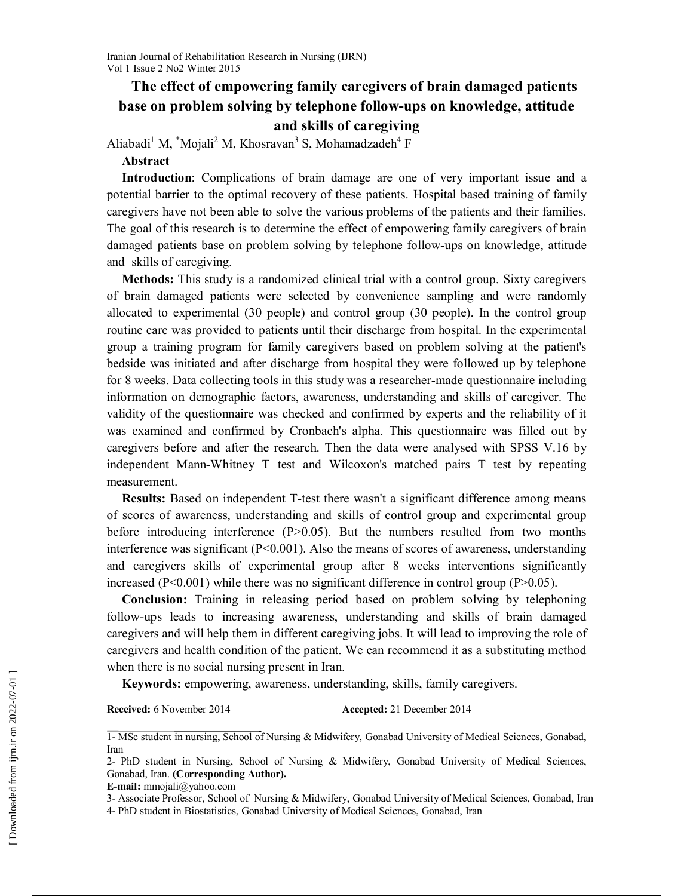# The effect of empowering family caregivers of brain damaged patients base on problem solving by telephone follow-ups on knowledge, attitude and skills of caregiving

Aliabadi[1] M, *Mojali[2] M, Khosravan[3] S, Mohamadzadeh[4] F

## Abstract

**Introduction**: Complications of brain damage are one of very important issue and a potential barrier to the optimal recovery of these patients. Hospital based training of family caregivers have not been able to solve the various problems of the patients and their families. The goal of this research is to determine the effect of empowering family caregivers of brain damaged patients base on problem solving by telephone follow-ups on knowledge, attitude and skills of caregiving.

**Methods:** This study is a randomized clinical trial with a control group. Sixty caregivers of brain damaged patients were selected by convenience sampling and were randomly allocated to experimental (30 people) and control group (30 people). In the control group routine care was provided to patients until their discharge from hospital. In the experimental group a training program for family caregivers based on problem solving at the patient's bedside was initiated and after discharge from hospital they were followed up by telephone for 8 weeks. Data collecting tools in this study was a researcher-made questionnaire including information on demographic factors, awareness, understanding and skills of caregiver. The validity of the questionnaire was checked and confirmed by experts and the reliability of it was examined and confirmed by Cronbach's alpha. This questionnaire was filled out by caregivers before and after the research. Then the data were analysed with SPSS V.16 by independent Mann-Whitney T test and Wilcoxon's matched pairs T test by repeating measurement.

**Results:** Based on independent T-test there wasn't a significant difference among means of scores of awareness, understanding and skills of control group and experimental group before introducing interference ($P>0.05$). But the numbers resulted from two months interference was significant ($P<0.001$). Also the means of scores of awareness, understanding and caregivers skills of experimental group after 8 weeks interventions significantly increased ($P<0.001$) while there was no significant difference in control group ($P>0.05$).

**Conclusion:** Training in releasing period based on problem solving by telephoning follow-ups leads to increasing awareness, understanding and skills of brain damaged caregivers and will help them in different caregiving jobs. It will lead to improving the role of caregivers and health condition of the patient. We can recommend it as a substituting method when there is no social nursing present in Iran.

**Keywords:** empowering, awareness, understanding, skills, family caregivers.

**Received:** 6 November 2014 **Accepted:** 21 December 2014

---

1- MSc student in nursing, School of Nursing & Midwifery, Gonabad University of Medical Sciences, Gonabad, Iran

2- PhD student in Nursing, School of Nursing & Midwifery, Gonabad University of Medical Sciences, Gonabad, Iran. **(Corresponding Author).**

**E-mail:** mmojali@yahoo.com

3- Associate Professor, School of Nursing & Midwifery, Gonabad University of Medical Sciences, Gonabad, Iran

4- PhD student in Biostatistics, Gonabad University of Medical Sciences, Gonabad, Iran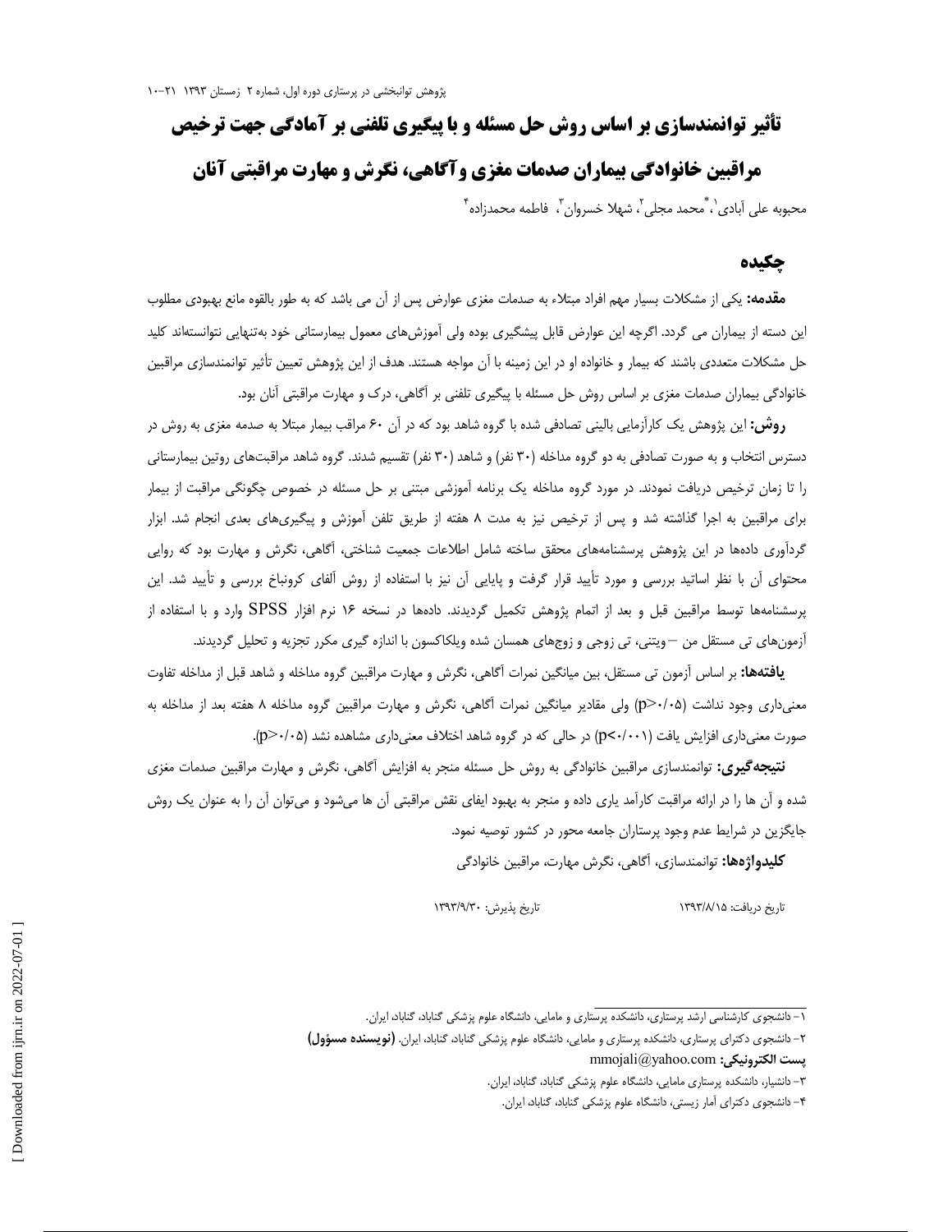# تأثیر توانمندسازی بر اساس روش حل مسئله و با پیگیری تلفنی بر آمادگی جهت ترخیص مراقبین خانوادگی بیماران صدمات مغزی وآگاهی، نگرش و مهارت مراقبتی آنان

محبوبه علی آبادی[1]، \*محمد مجلی[2]، شهلا خسروان[3]، فاطمه محمدزاده[4]

## چکیده

**مقدمه:** یکی از مشکلات بسیار مهم افراد مبتلاء به صدمات مغزی عوارض پس از آن می باشد که به طور بالقوه مانع بهبودی مطلوب این دسته از بیماران می گردد. اگرچه این عوارض قابل پیشگیری بوده ولی آموزش‌های معمول بیمارستانی خود به‌تنهایی نتوانسته‌اند کلید حل مشکلات متعددی باشند که بیمار و خانواده او در این زمینه با آن مواجه هستند. هدف از این پژوهش تعیین تأثیر توانمندسازی مراقبین خانوادگی بیماران صدمات مغزی بر اساس روش حل مسئله با پیگیری تلفنی بر آگاهی، درک و مهارت مراقبتی آنان بود.

**روش:** این پژوهش یک کارآزمایی بالینی تصادفی شده با گروه شاهد بود که در آن ۶۰ مراقب بیمار مبتلا به صدمه مغزی به روش در دسترس انتخاب و به صورت تصادفی به دو گروه مداخله (۳۰ نفر) و شاهد (۳۰ نفر) تقسیم شدند. گروه شاهد مراقبت‌های روتین بیمارستانی را تا زمان ترخیص دریافت نمودند. در مورد گروه مداخله یک برنامه آموزشی مبتنی بر حل مسئله در خصوص چگونگی مراقبت از بیمار برای مراقبین به اجرا گذاشته شد و پس از ترخیص نیز به مدت ۸ هفته از طریق تلفن آموزش و پیگیری‌های بعدی انجام شد. ابزار گردآوری داده‌ها در این پژوهش پرسشنامه‌های محقق ساخته شامل اطلاعات جمعیت شناختی، آگاهی، نگرش و مهارت بود که روایی محتوای آن با نظر اساتید بررسی و مورد تأیید قرار گرفت و پایایی آن نیز با استفاده از روش آلفای کرونباخ بررسی و تأیید شد. این پرسشنامه‌ها توسط مراقبین قبل و بعد از اتمام پژوهش تکمیل گردیدند. داده‌ها در نسخه ۱۶ نرم افزار SPSS وارد و با استفاده از آزمون‌های تی مستقل من –ویتنی، تی زوجی و زوج‌های همسان شده ویلکاکسون با اندازه گیری مکرر تجزیه و تحلیل گردیدند.

**یافته‌ها:** بر اساس آزمون تی مستقل، بین میانگین نمرات آگاهی، نگرش و مهارت مراقبین گروه مداخله و شاهد قبل از مداخله تفاوت معنی‌داری وجود نداشت (p>۰/۰۵) ولی مقادیر میانگین نمرات آگاهی، نگرش و مهارت مراقبین گروه مداخله ۸ هفته بعد از مداخله به صورت معنی‌داری افزایش یافت (p<۰/۰۰۱) در حالی که در گروه شاهد اختلاف معنی‌داری مشاهده نشد (p>۰/۰۵).

**نتیجه‌گیری:** توانمندسازی مراقبین خانوادگی به روش حل مسئله منجر به افزایش آگاهی، نگرش و مهارت مراقبین صدمات مغزی شده و آن ها را در ارائه مراقبت کارآمد یاری داده و منجر به بهبود ایفای نقش مراقبتی آن ها می‌شود و می‌توان آن را به عنوان یک روش جایگزین در شرایط عدم وجود پرستاران جامعه محور در کشور توصیه نمود.

**کلیدواژه‌ها:** توانمندسازی، آگاهی، نگرش مهارت، مراقبین خانوادگی

تاریخ دریافت: ۱۳۹۳/۸/۱۵ — تاریخ پذیرش: ۱۳۹۳/۹/۳۰

---

۱- دانشجوی کارشناسی ارشد پرستاری، دانشکده پرستاری و مامایی، دانشگاه علوم پزشکی گناباد، گناباد، ایران.

۲- دانشجوی دکترای پرستاری، دانشکده پرستاری و مامایی، دانشگاه علوم پزشکی گناباد، گناباد، ایران. **(نویسنده مسؤول)**

**پست الکترونیکی:** mmojali@yahoo.com

۳- دانشیار، دانشکده پرستاری مامایی، دانشگاه علوم پزشکی گناباد، گناباد، ایران.

۴- دانشجوی دکترای آمار زیستی، دانشگاه علوم پزشکی گناباد، گناباد، ایران.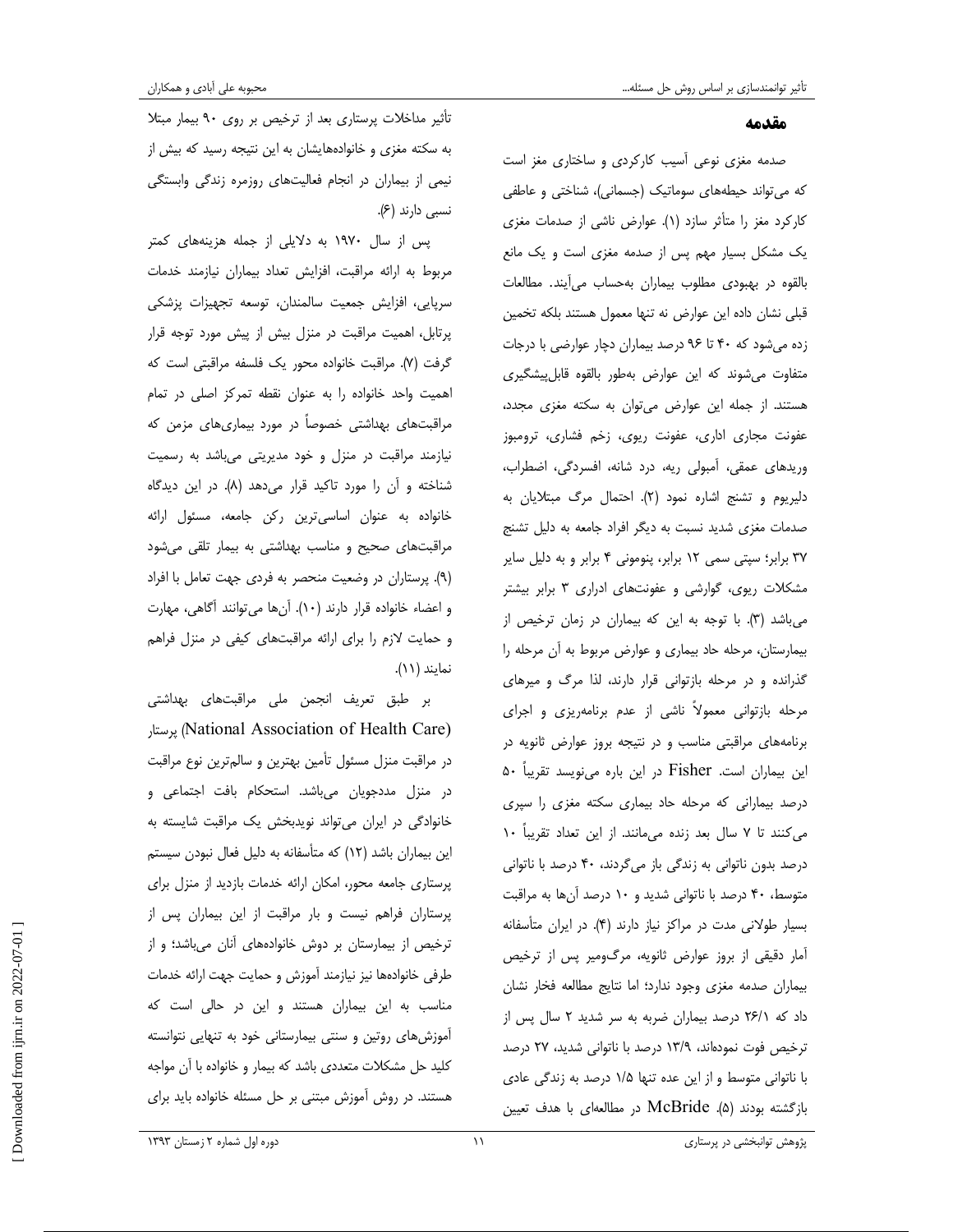## مقدمه

صدمه مغزی نوعی آسیب کارکردی و ساختاری مغز است که می‌تواند حیطه‌های سوماتیک (جسمانی)، شناختی و عاطفی کارکرد مغز را متأثر سازد (۱). عوارض ناشی از صدمات مغزی یک مشکل بسیار مهم پس از صدمه مغزی است و یک مانع بالقوه در بهبودی مطلوب بیماران به‌حساب می‌آیند. مطالعات قبلی نشان داده این عوارض نه تنها معمول هستند بلکه تخمین زده می‌شود که ۴۰ تا ۹۶ درصد بیماران دچار عوارضی با درجات متفاوت می‌شوند که این عوارض به‌طور بالقوه قابل‌پیشگیری هستند. از جمله این عوارض می‌توان به سکته مغزی مجدد، عفونت مجاری اداری، عفونت ریوی، زخم فشاری، ترومبوز وریدهای عمقی، آمبولی ریه، درد شانه، افسردگی، اضطراب، دلیریوم و تشنج اشاره نمود (۲). احتمال مرگ مبتلایان به صدمات مغزی شدید نسبت به دیگر افراد جامعه به دلیل تشنج ۳۷ برابر؛ سپتی سمی ۱۲ برابر، پنومونی ۴ برابر و به دلیل سایر مشکلات ریوی، گوارشی و عفونت‌های ادراری ۳ برابر بیشتر می‌باشد (۳). با توجه به این که بیماران در زمان ترخیص از بیمارستان، مرحله حاد بیماری و عوارض مربوط به آن مرحله را گذرانده و در مرحله بازتوانی قرار دارند، لذا مرگ و میرهای مرحله بازتوانی معمولاً ناشی از عدم برنامه‌ریزی و اجرای برنامه‌های مراقبتی مناسب و در نتیجه بروز عوارض ثانویه در این بیماران است. Fisher در این باره می‌نویسد تقریباً ۵۰ درصد بیمارانی که مرحله حاد بیماری سکته مغزی را سپری می‌کنند تا ۷ سال بعد زنده می‌مانند. از این تعداد تقریباً ۱۰ درصد بدون ناتوانی به زندگی باز می‌گردند، ۴۰ درصد با ناتوانی متوسط، ۴۰ درصد با ناتوانی شدید و ۱۰ درصد آن‌ها به مراقبت بسیار طولانی مدت در مراکز نیاز دارند (۴). در ایران متأسفانه آمار دقیقی از بروز عوارض ثانویه، مرگ‌ومیر پس از ترخیص بیماران صدمه مغزی وجود ندارد؛ اما نتایج مطالعه فخار نشان داد که ۲۶/۱ درصد بیماران ضربه به سر شدید ۲ سال پس از ترخیص فوت نموده‌اند، ۱۳/۹ درصد با ناتوانی شدید، ۲۷ درصد با ناتوانی متوسط و از این عده تنها ۱/۵ درصد به زندگی عادی بازگشته بودند (۵). McBride در مطالعه‌ای با هدف تعیین تأثیر مداخلات پرستاری بعد از ترخیص بر روی ۹۰ بیمار مبتلا به سکته مغزی و خانواده‌هایشان به این نتیجه رسید که بیش از نیمی از بیماران در انجام فعالیت‌های روزمره زندگی وابستگی نسبی دارند (۶).

پس از سال ۱۹۷۰ به دلایلی از جمله هزینه‌های کمتر مربوط به ارائه مراقبت، افزایش تعداد بیماران نیازمند خدمات سرپایی، افزایش جمعیت سالمندان، توسعه تجهیزات پزشکی پرتابل، اهمیت مراقبت در منزل بیش از پیش مورد توجه قرار گرفت (۷). مراقبت خانواده محور یک فلسفه مراقبتی است که اهمیت واحد خانواده را به عنوان نقطه تمرکز اصلی در تمام مراقبت‌های بهداشتی خصوصاً در مورد بیماری‌های مزمن که نیازمند مراقبت در منزل و خود مدیریتی می‌باشد به رسمیت شناخته و آن را مورد تاکید قرار می‌دهد (۸). در این دیدگاه خانواده به عنوان اساسی‌ترین رکن جامعه، مسئول ارائه مراقبت‌های صحیح و مناسب بهداشتی به بیمار تلقی می‌شود (۹). پرستاران در وضعیت منحصر به فردی جهت تعامل با افراد و اعضاء خانواده قرار دارند (۱۰). آن‌ها می‌توانند آگاهی، مهارت و حمایت لازم را برای ارائه مراقبت‌های کیفی در منزل فراهم نمایند (۱۱).

بر طبق تعریف انجمن ملی مراقبت‌های بهداشتی (National Association of Health Care) پرستار در مراقبت منزل مسئول تأمین بهترین و سالم‌ترین نوع مراقبت در منزل مددجویان می‌باشد. استحکام بافت اجتماعی و خانوادگی در ایران می‌تواند نویدبخش یک مراقبت شایسته به این بیماران باشد (۱۲) که متأسفانه به دلیل فعال نبودن سیستم پرستاری جامعه محور، امکان ارائه خدمات بازدید از منزل برای پرستاران فراهم نیست و بار مراقبت از این بیماران پس از ترخیص از بیمارستان بر دوش خانواده‌های آنان می‌باشد؛ و از طرفی خانواده‌ها نیز نیازمند آموزش و حمایت جهت ارائه خدمات مناسب به این بیماران هستند و این در حالی است که آموزش‌های روتین و سنتی بیمارستانی خود به تنهایی نتوانسته کلید حل مشکلات متعددی باشد که بیمار و خانواده با آن مواجه هستند. در روش آموزش مبتنی بر حل مسئله خانواده باید برای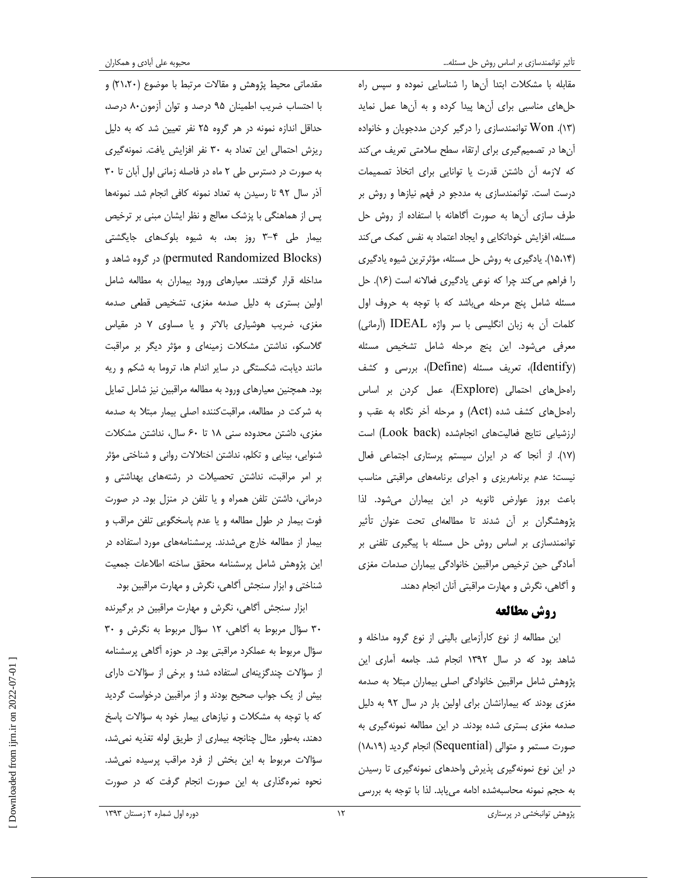مقابله با مشکلات ابتدا آن‌ها را شناسایی نموده و سپس راه حل‌های مناسبی برای آن‌ها پیدا کرده و به آن‌ها عمل نماید (۱۳). Won توانمندسازی را درگیر کردن مددجویان و خانواده آن‌ها در تصمیم‌گیری برای ارتقاء سطح سلامتی تعریف می‌کند که لازمه آن داشتن قدرت یا توانایی برای اتخاذ تصمیمات درست است. توانمندسازی به مددجو در فهم نیازها و روش بر طرف سازی آن‌ها به صورت آگاهانه با استفاده از روش حل مسئله، افزایش خوداتکایی و ایجاد اعتماد به نفس کمک می‌کند (۱۵،۱۴). یادگیری به روش حل مسئله، مؤثرترین شیوه یادگیری را فراهم می‌کند چرا که نوعی یادگیری فعالانه است (۱۶). حل مسئله شامل پنج مرحله می‌باشد که با توجه به حروف اول کلمات آن به زبان انگلیسی با سر واژه IDEAL (آرمانی) معرفی می‌شود. این پنج مرحله شامل تشخیص مسئله (Identify)، تعریف مسئله (Define)، بررسی و کشف راه‌حل‌های احتمالی (Explore)، عمل کردن بر اساس راه‌حل‌های کشف شده (Act) و مرحله آخر نگاه به عقب و ارزشیابی نتایج فعالیت‌های انجام‌شده (Look back) است (۱۷). از آنجا که در ایران سیستم پرستاری اجتماعی فعال نیست؛ عدم برنامه‌ریزی و اجرای برنامه‌های مراقبتی مناسب باعث بروز عوارض ثانویه در این بیماران می‌شود. لذا پژوهشگران بر آن شدند تا مطالعه‌ای تحت عنوان تأثیر توانمندسازی بر اساس روش حل مسئله با پیگیری تلفنی بر آمادگی حین ترخیص مراقبین خانوادگی بیماران صدمات مغزی و آگاهی، نگرش و مهارت مراقبتی آنان انجام دهند.

## روش مطالعه

این مطالعه از نوع کارآزمایی بالینی از نوع گروه مداخله و شاهد بود که در سال ۱۳۹۲ انجام شد. جامعه آماری این پژوهش شامل مراقبین خانوادگی اصلی بیماران مبتلا به صدمه مغزی بودند که بیمارانشان برای اولین بار در سال ۹۲ به دلیل صدمه مغزی بستری شده بودند. در این مطالعه نمونه‌گیری به صورت مستمر و متوالی (Sequential) انجام گردید (۱۸،۱۹) در این نوع نمونه‌گیری پذیرش واحدهای نمونه‌گیری تا رسیدن به حجم نمونه محاسبه‌شده ادامه می‌یابد. لذا با توجه به بررسی مقدماتی محیط پژوهش و مقالات مرتبط با موضوع (۲۱،۲۰) و با احتساب ضریب اطمینان ۹۵ درصد و توان آزمون۸۰ درصد، حداقل اندازه نمونه در هر گروه ۲۵ نفر تعیین شد که به دلیل ریزش احتمالی این تعداد به ۳۰ نفر افزایش یافت. نمونه‌گیری به صورت در دسترس طی ۲ ماه در فاصله زمانی اول آبان تا ۳۰ آذر سال ۹۲ تا رسیدن به تعداد نمونه کافی انجام شد. نمونه‌ها پس از هماهنگی با پزشک معالج و نظر ایشان مبنی بر ترخیص بیمار طی ۴-۳ روز بعد، به شیوه بلوک‌های جایگشتی (permuted Randomized Blocks) در گروه شاهد و مداخله قرار گرفتند. معیارهای ورود بیماران به مطالعه شامل اولین بستری به دلیل صدمه مغزی، تشخیص قطعی صدمه مغزی، ضریب هوشیاری بالاتر و یا مساوی ۷ در مقیاس گلاسکو، نداشتن مشکلات زمینه‌ای و مؤثر دیگر بر مراقبت مانند دیابت، شکستگی در سایر اندام ها، تروما به شکم و ریه بود. همچنین معیارهای ورود به مطالعه مراقبین نیز شامل تمایل به شرکت در مطالعه، مراقبت‌کننده اصلی بیمار مبتلا به صدمه مغزی، داشتن محدوده سنی ۱۸ تا ۶۰ سال، نداشتن مشکلات شنوایی، بینایی و تکلم، نداشتن اختلالات روانی و شناختی مؤثر بر امر مراقبت، نداشتن تحصیلات در رشته‌های بهداشتی و درمانی، داشتن تلفن همراه و یا تلفن در منزل بود. در صورت فوت بیمار در طول مطالعه و یا عدم پاسخگویی تلفن مراقب و بیمار از مطالعه خارج می‌شدند. پرسشنامه‌های مورد استفاده در این پژوهش شامل پرسشنامه محقق ساخته اطلاعات جمعیت شناختی و ابزار سنجش آگاهی، نگرش و مهارت مراقبین بود.

ابزار سنجش آگاهی، نگرش و مهارت مراقبین در برگیرنده ۳۰ سؤال مربوط به آگاهی، ۱۲ سؤال مربوط به نگرش و ۳۰ سؤال مربوط به عملکرد مراقبتی بود. در حوزه آگاهی پرسشنامه از سؤالات چندگزینه‌ای استفاده شد؛ و برخی از سؤالات دارای بیش از یک جواب صحیح بودند و از مراقبین درخواست گردید که با توجه به مشکلات و نیازهای بیمار خود به سؤالات پاسخ دهند، به‌طور مثال چنانچه بیماری از طریق لوله تغذیه نمی‌شد، سؤالات مربوط به این بخش از فرد مراقب پرسیده نمی‌شد. نحوه نمره‌گذاری به این صورت انجام گرفت که در صورت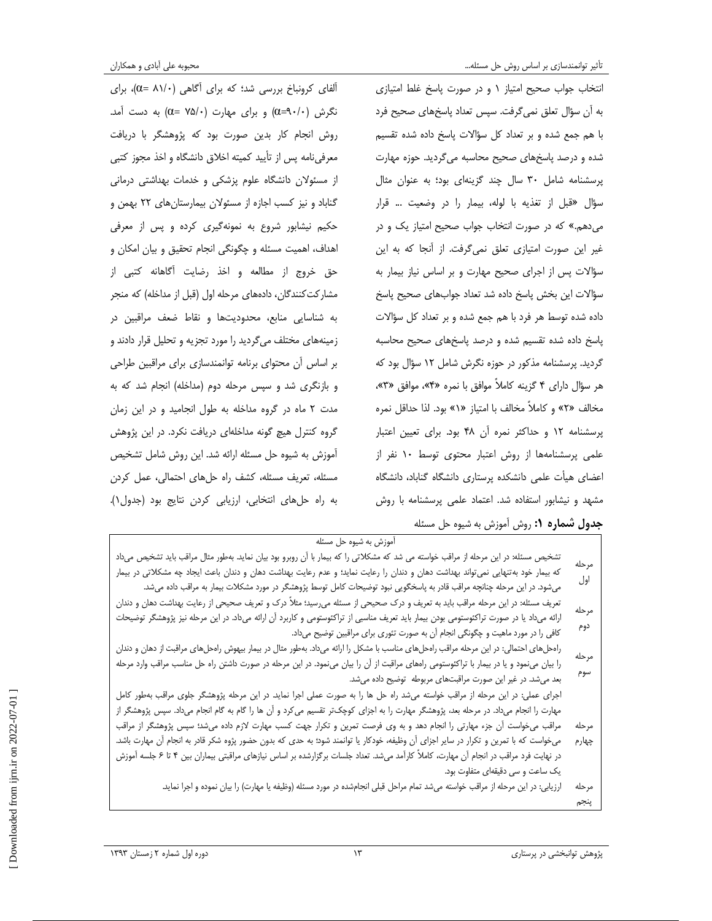انتخاب جواب صحیح امتیاز ۱ و در صورت پاسخ غلط امتیازی به آن سؤال تعلق نمی‌گرفت. سپس تعداد پاسخ‌های صحیح فرد با هم جمع شده و بر تعداد کل سؤالات پاسخ داده شده تقسیم شده و درصد پاسخ‌های صحیح محاسبه می‌گردید. حوزه مهارت پرسشنامه شامل ۳۰ سال چند گزینه‌ای بود؛ به عنوان مثال سؤال «قبل از تغذیه با لوله، بیمار را در وضعیت ... قرار می‌دهم.» که در صورت انتخاب جواب صحیح امتیاز یک و در غیر این صورت امتیازی تعلق نمی‌گرفت. از آنجا که به این سؤالات پس از اجرای صحیح مهارت و بر اساس نیاز بیمار به سؤالات این بخش پاسخ داده شد تعداد جواب‌های صحیح پاسخ داده شده توسط هر فرد با هم جمع شده و بر تعداد کل سؤالات پاسخ داده شده تقسیم شده و درصد پاسخ‌های صحیح محاسبه گردید. پرسشنامه مذکور در حوزه نگرش شامل ۱۲ سؤال بود که هر سؤال دارای ۴ گزینه کاملاً موافق با نمره «۴»، موافق «۳»، مخالف «۲» و کاملاً مخالف با امتیاز «۱» بود. لذا حداقل نمره پرسشنامه ۱۲ و حداکثر نمره آن ۴۸ بود. برای تعیین اعتبار علمی پرسشنامه‌ها از روش اعتبار محتوی توسط ۱۰ نفر از اعضای هیأت علمی دانشکده پرستاری دانشگاه گناباد، دانشگاه مشهد و نیشابور استفاده شد. اعتماد علمی پرسشنامه با روش آلفای کرونباخ بررسی شد؛ که برای آگاهی ($\alpha$= ۸۱/۰)، برای نگرش ($\alpha$=۹۰/۰) و برای مهارت ($\alpha$= ۷۵/۰) به دست آمد. روش انجام کار بدین صورت بود که پژوهشگر با دریافت معرفی‌نامه پس از تأیید کمیته اخلاق دانشگاه و اخذ مجوز کتبی از مسئولان دانشگاه علوم پزشکی و خدمات بهداشتی درمانی گناباد و نیز کسب اجازه از مسئولان بیمارستان‌های ۲۲ بهمن و حکیم نیشابور شروع به نمونه‌گیری کرده و پس از معرفی اهداف، اهمیت مسئله و چگونگی انجام تحقیق و بیان امکان و حق خروج از مطالعه و اخذ رضایت آگاهانه کتبی از مشارکت‌کنندگان، داده‌های مرحله اول (قبل از مداخله) که منجر به شناسایی منابع، محدودیت‌ها و نقاط ضعف مراقبین در زمینه‌های مختلف می‌گردید را مورد تجزیه و تحلیل قرار دادند و بر اساس آن محتوای برنامه توانمندسازی برای مراقبین طراحی و بازنگری شد و سپس مرحله دوم (مداخله) انجام شد که به مدت ۲ ماه در گروه مداخله به طول انجامید و در این زمان گروه کنترل هیچ گونه مداخله‌ای دریافت نکرد. در این پژوهش آموزش به شیوه حل مسئله ارائه شد. این روش شامل تشخیص مسئله، تعریف مسئله، کشف راه حل‌های احتمالی، عمل کردن به راه حل‌های انتخابی، ارزیابی کردن نتایج بود (جدول۱).

**جدول شماره ۱:** روش آموزش به شیوه حل مسئله

| | آموزش به شیوه حل مسئله |
|---|---|
| مرحله اول | تشخیص مسئله: در این مرحله از مراقب خواسته می شد که مشکلاتی را که بیمار با آن روبرو بود بیان نماید. به‌طور مثال مراقب باید تشخیص می‌داد که بیمار خود به‌تنهایی نمی‌تواند بهداشت دهان و دندان را رعایت نماید؛ و عدم رعایت بهداشت دهان و دندان باعث ایجاد چه مشکلاتی در بیمار می‌شود. در این مرحله چنانچه مراقب قادر به پاسخگویی نبود توضیحات کامل توسط پژوهشگر در مورد مشکلات بیمار به مراقب داده می‌شد. |
| مرحله دوم | تعریف مسئله: در این مرحله مراقب باید به تعریف و درک صحیحی از مسئله می‌رسید؛ مثلاً درک و تعریف صحیحی از رعایت بهداشت دهان و دندان ارائه می‌داد یا در صورت تراکئوستومی بودن بیمار باید تعریف مناسبی از تراکئوستومی و کاربرد آن ارائه می‌داد. در این مرحله نیز پژوهشگر توضیحات کافی را در مورد ماهیت و چگونگی انجام آن به صورت تئوری برای مراقبین توضیح می‌داد. |
| مرحله سوم | راه‌حل‌های احتمالی: در این مرحله مراقب راه‌حل‌های مناسب با مشکل را ارائه می‌داد. به‌طور مثال در بیمار بیهوش راه‌حل‌های مراقبت از دهان و دندان را بیان می‌نمود و یا در بیمار با تراکئوستومی راه‌های مراقبت از آن را بیان می‌نمود. در این مرحله در صورت داشتن راه حل مناسب مراقب وارد مرحله بعد می‌شد. در غیر این صورت مراقبت‌های مربوطه توضیح داده می‌شد. |
| مرحله چهارم | اجرای عملی: در این مرحله از مراقب خواسته می‌شد راه حل ها را به صورت عملی اجرا نماید. در این مرحله پژوهشگر جلوی مراقب به‌طور کامل مهارت را انجام می‌داد. در مرحله بعد، پژوهشگر مهارت را به اجزای کوچک‌تر تقسیم می‌کرد و آن ها را گام به گام انجام می‌داد. سپس پژوهشگر از مراقب می‌خواست آن جزء مهارتی را انجام دهد و به وی فرصت تمرین و تکرار جهت کسب مهارت لازم داده می‌شد؛ سپس پژوهشگر از مراقب می‌خواست که با تمرین و تکرار در سایر اجزای آن وظیفه، خودکار یا توانمند شود؛ به حدی که بدون حضور پژوه شگر قادر به انجام آن مهارت باشد. در نهایت فرد مراقب در انجام آن مهارت، کاملاً کارآمد می‌شد. تعداد جلسات برگزارشده بر اساس نیازهای مراقبتی بیماران بین ۴ تا ۶ جلسه آموزش یک ساعت و سی دقیقه‌ای متفاوت بود. |
| مرحله پنجم | ارزیابی: در این مرحله از مراقب خواسته می‌شد تمام مراحل قبلی انجام‌شده در مورد مسئله (وظیفه یا مهارت) را بیان نموده و اجرا نماید. |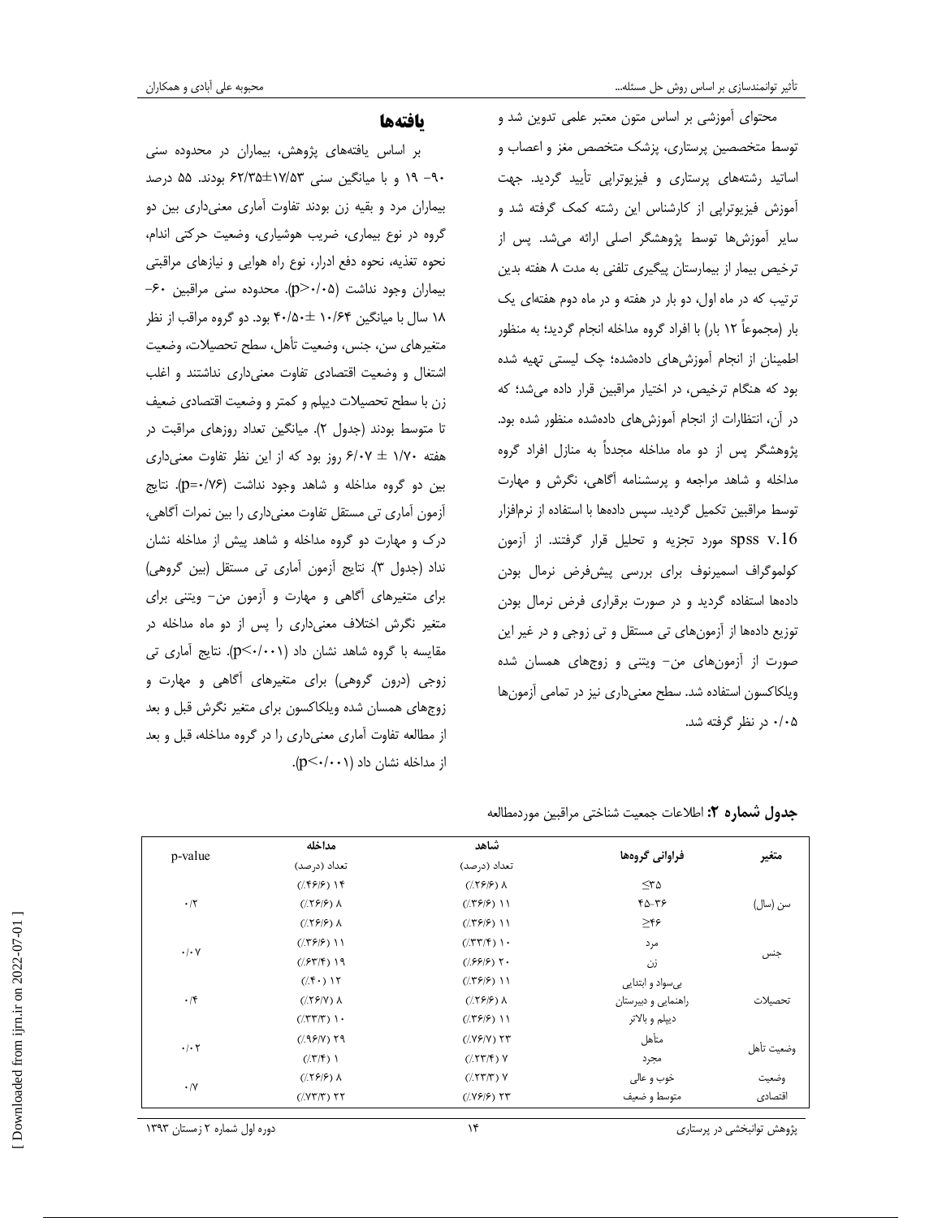محتوای آموزشی بر اساس متون معتبر علمی تدوین شد و توسط متخصصین پرستاری، پزشک متخصص مغز و اعصاب و اساتید رشته‌های پرستاری و فیزیوتراپی تأیید گردید. جهت آموزش فیزیوتراپی از کارشناس این رشته کمک گرفته شد و سایر آموزش‌ها توسط پژوهشگر اصلی ارائه می‌شد. پس از ترخیص بیمار از بیمارستان پیگیری تلفنی به مدت ۸ هفته بدین ترتیب که در ماه اول، دو بار در هفته و در ماه دوم هفته‌ای یک بار (مجموعاً ۱۲ بار) با افراد گروه مداخله انجام گردید؛ به منظور اطمینان از انجام آموزش‌های داده‌شده؛ چک لیستی تهیه شده بود که هنگام ترخیص، در اختیار مراقبین قرار داده می‌شد؛ که در آن، انتظارات از انجام آموزش‌های داده‌شده منظور شده بود. پژوهشگر پس از دو ماه مداخله مجدداً به منازل افراد گروه مداخله و شاهد مراجعه و پرسشنامه آگاهی، نگرش و مهارت توسط مراقبین تکمیل گردید. سپس داده‌ها با استفاده از نرم‌افزار spss v.16 مورد تجزیه و تحلیل قرار گرفتند. از آزمون کولموگراف اسمیرنوف برای بررسی پیش‌فرض نرمال بودن داده‌ها استفاده گردید و در صورت برقراری فرض نرمال بودن توزیع داده‌ها از آزمون‌های تی مستقل و تی زوجی و در غیر این صورت از آزمون‌های من- ویتنی و زوج‌های همسان شده ویلکاکسون استفاده شد. سطح معنی‌داری نیز در تمامی آزمون‌ها ۰/۰۵ در نظر گرفته شد.

## یافته‌ها

بر اساس یافته‌های پژوهش، بیماران در محدوده سنی ۹۰- ۱۹ و با میانگین سنی ۱۷/۵۳±۶۲/۳۵ بودند. ۵۵ درصد بیماران مرد و بقیه زن بودند تفاوت آماری معنی‌داری بین دو گروه در نوع بیماری، ضریب هوشیاری، وضعیت حرکتی اندام، نحوه تغذیه، نحوه دفع ادرار، نوع راه هوایی و نیازهای مراقبتی بیماران وجود نداشت ($p>۰/۰۵$). محدوده سنی مراقبین ۶۰- ۱۸ سال با میانگین ۱۰/۶۴ ± ۴۰/۵۰ بود. دو گروه مراقب از نظر متغیرهای سن، جنس، وضعیت تأهل، سطح تحصیلات، وضعیت اشتغال و وضعیت اقتصادی تفاوت معنی‌داری نداشتند و اغلب زن با سطح تحصیلات دیپلم و کمتر و وضعیت اقتصادی ضعیف تا متوسط بودند (جدول ۲). میانگین تعداد روزهای مراقبت در هفته ۱/۷۰ ± ۶/۰۷ روز بود که از این نظر تفاوت معنی‌داری بین دو گروه مداخله و شاهد وجود نداشت ($p=۰/۷۶$). نتایج آزمون آماری تی مستقل تفاوت معنی‌داری را بین نمرات آگاهی، درک و مهارت دو گروه مداخله و شاهد پیش از مداخله نشان نداد (جدول ۳). نتایج آزمون آماری تی مستقل (بین گروهی) برای متغیرهای آگاهی و مهارت و آزمون من- ویتنی برای متغیر نگرش اختلاف معنی‌داری را پس از دو ماه مداخله در مقایسه با گروه شاهد نشان داد ($p<۰/۰۰۱$). نتایج آماری تی زوجی (درون گروهی) برای متغیرهای آگاهی و مهارت و زوج‌های همسان شده ویلکاکسون برای متغیر نگرش قبل و بعد از مطالعه تفاوت آماری معنی‌داری را در گروه مداخله، قبل و بعد از مداخله نشان داد ($p<۰/۰۰۱$).

**جدول شماره ۲:** اطلاعات جمعیت شناختی مراقبین موردمطالعه

| متغیر | فراوانی گروه‌ها | شاهد تعداد (درصد) | مداخله تعداد (درصد) | p-value |
|---|---|---|---|---|
| سن (سال) | ≤۳۵ | ۸ (٪۲۶/۶) | ۱۴ (٪۴۶/۶) | ۰/۲ |
| | ۴۵-۳۶ | ۱۱ (٪۳۶/۶) | ۸ (٪۲۶/۶) | |
| | ≥۴۶ | ۱۱ (٪۳۶/۶) | ۸ (٪۲۶/۶) | |
| جنس | مرد | ۱۰ (٪۳۳/۴) | ۱۱ (٪۳۶/۶) | ۰/۰۷ |
| | زن | ۲۰ (٪۶۶/۶) | ۱۹ (٪۶۳/۴) | |
| تحصیلات | بی‌سواد و ابتدایی | ۱۱ (٪۳۶/۶) | ۱۲ (٪۴۰) | ۰/۴ |
| | راهنمایی و دبیرستان | ۸ (٪۲۶/۶) | ۸ (٪۲۶/۷) | |
| | دیپلم و بالاتر | ۱۱ (٪۳۶/۶) | ۱۰ (٪۳۳/۳) | |
| وضعیت تأهل | متأهل | ۲۳ (٪۷۶/۷) | ۲۹ (٪۹۶/۷) | ۰/۰۲ |
| | مجرد | ۷ (٪۲۳/۴) | ۱ (٪۳/۴) | |
| وضعیت اقتصادی | خوب و عالی | ۷ (٪۲۳/۳) | ۸ (٪۲۶/۶) | ۰/۷ |
| | متوسط و ضعیف | ۲۳ (٪۷۶/۶) | ۲۲ (٪۷۳/۳) | |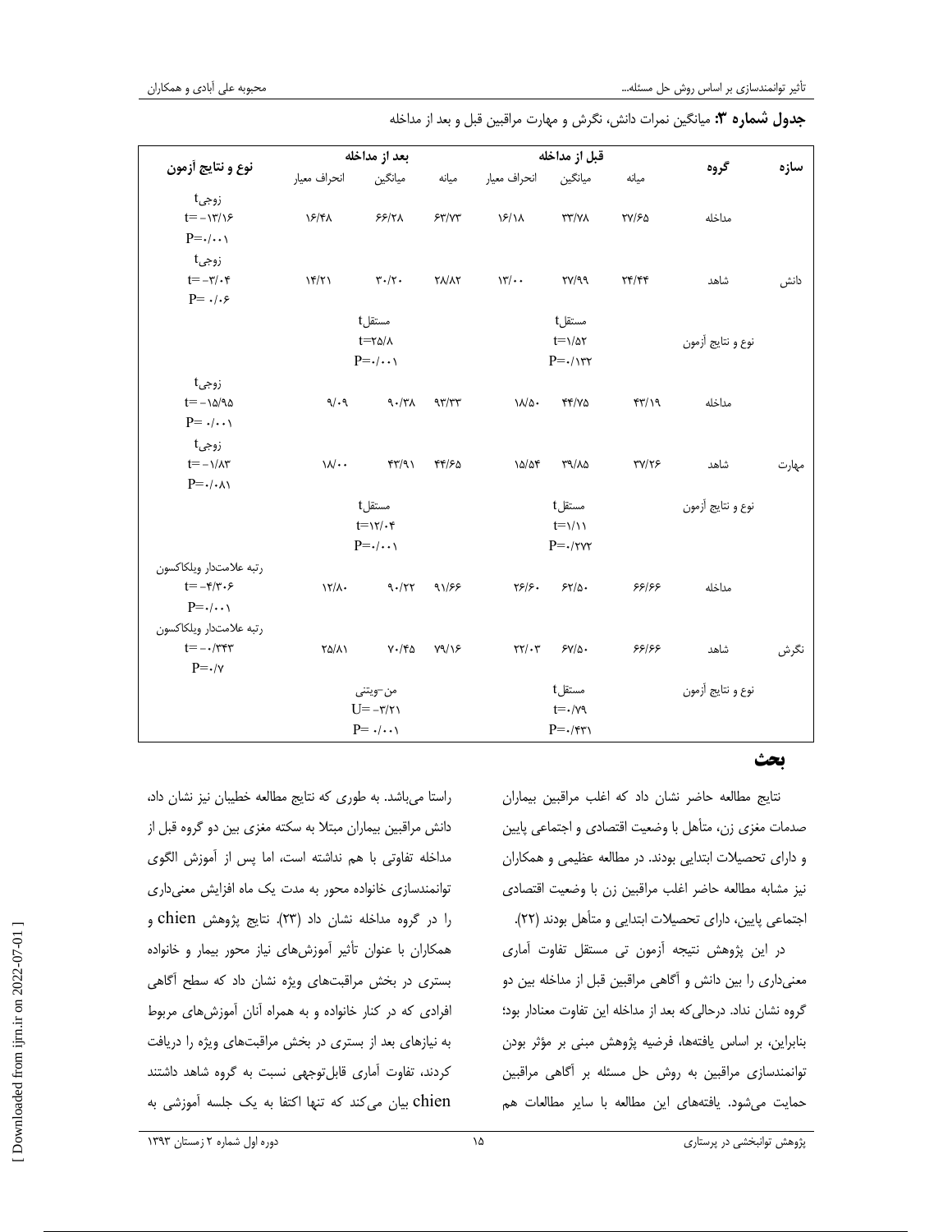**جدول شماره ۳:** میانگین نمرات دانش، نگرش و مهارت مراقبین قبل و بعد از مداخله

| سازه | گروه | قبل از مداخله | | | بعد از مداخله | | | نوع و نتایج آزمون |
|---|---|---|---|---|---|---|---|---|
| | | میانه | میانگین | انحراف معیار | میانه | میانگین | انحراف معیار | |
| دانش | مداخله | ۲۷/۶۵ | ۳۳/۷۸ | ۱۶/۱۸ | ۶۳/۷۳ | ۶۶/۲۸ | ۱۶/۴۸ | tزوجی t=-۱۳/۱۶ P=۰/۰۰۱ |
| | شاهد | ۲۴/۴۴ | ۲۷/۹۹ | ۱۳/۰۰ | ۲۸/۸۲ | ۳۰/۲۰ | ۱۴/۲۱ | tزوجی t=-۳/۰۴ P= ۰/۰۶ |
| | نوع و نتایج آزمون | | tمستقل t=۱/۵۲ P=۰/۱۳۲ | | | tمستقل t=۲۵/۸ P=۰/۰۰۱ | | |
| مهارت | مداخله | ۴۳/۱۹ | ۴۴/۷۵ | ۱۸/۵۰ | ۹۳/۳۳ | ۹۰/۳۸ | ۹/۰۹ | tزوجی t=-۱۵/۹۵ P= ۰/۰۰۱ |
| | شاهد | ۳۷/۲۶ | ۳۹/۸۵ | ۱۵/۵۴ | ۴۴/۶۵ | ۴۳/۹۱ | ۱۸/۰۰ | tزوجی t=-۱/۸۳ P=۰/۰۸۱ |
| | نوع و نتایج آزمون | | tمستقل t=۱/۱۱ P=۰/۲۷۲ | | | tمستقل t=۱۲/۰۴ P=۰/۰۰۱ | | |
| نگرش | مداخله | ۶۶/۶۶ | ۶۲/۵۰ | ۲۶/۶۰ | ۹۱/۶۶ | ۹۰/۲۲ | ۱۲/۸۰ | رتبه علامت‌دار ویلکاکسون t=-۴/۳۰۶ P=۰/۰۰۱ |
| | شاهد | ۶۶/۶۶ | ۶۷/۵۰ | ۲۲/۰۳ | ۷۹/۱۶ | ۷۰/۴۵ | ۲۵/۸۱ | رتبه علامت‌دار ویلکاکسون t=-۰/۳۴۳ P=۰/۷ |
| | نوع و نتایج آزمون | | tمستقل t=۰/۷۹ P=۰/۴۳۱ | | | من-ویتنی U=-۳/۲۱ P= ۰/۰۰۱ | | |

## بحث

نتایج مطالعه حاضر نشان داد که اغلب مراقبین بیماران صدمات مغزی زن، متأهل با وضعیت اقتصادی و اجتماعی پایین و دارای تحصیلات ابتدایی بودند. در مطالعه عظیمی و همکاران نیز مشابه مطالعه حاضر اغلب مراقبین زن با وضعیت اقتصادی اجتماعی پایین، دارای تحصیلات ابتدایی و متأهل بودند (۲۲).

در این پژوهش نتیجه آزمون تی مستقل تفاوت آماری معنی‌داری را بین دانش و آگاهی مراقبین قبل از مداخله بین دو گروه نشان نداد. درحالی‌که بعد از مداخله این تفاوت معنادار بود؛ بنابراین، بر اساس یافته‌ها، فرضیه پژوهش مبنی بر مؤثر بودن توانمندسازی مراقبین به روش حل مسئله بر آگاهی مراقبین حمایت می‌شود. یافته‌های این مطالعه با سایر مطالعات هم راستا می‌باشد. به طوری که نتایج مطالعه خطیبیان نیز نشان داد، دانش مراقبین بیماران مبتلا به سکته مغزی بین دو گروه قبل از مداخله تفاوتی با هم نداشته است، اما پس از آموزش الگوی توانمندسازی خانواده محور به مدت یک ماه افزایش معنی‌داری را در گروه مداخله نشان داد (۲۳). نتایج پژوهش chien و همکاران با عنوان تأثیر آموزش‌های نیاز محور بیمار و خانواده بستری در بخش مراقبت‌های ویژه نشان داد که سطح آگاهی افرادی که در کنار خانواده و به همراه آنان آموزش‌های مربوط به نیازهای بعد از بستری در بخش مراقبت‌های ویژه را دریافت کردند، تفاوت آماری قابل‌توجهی نسبت به گروه شاهد داشتند chien بیان می‌کند که تنها اکتفا به یک جلسه آموزشی به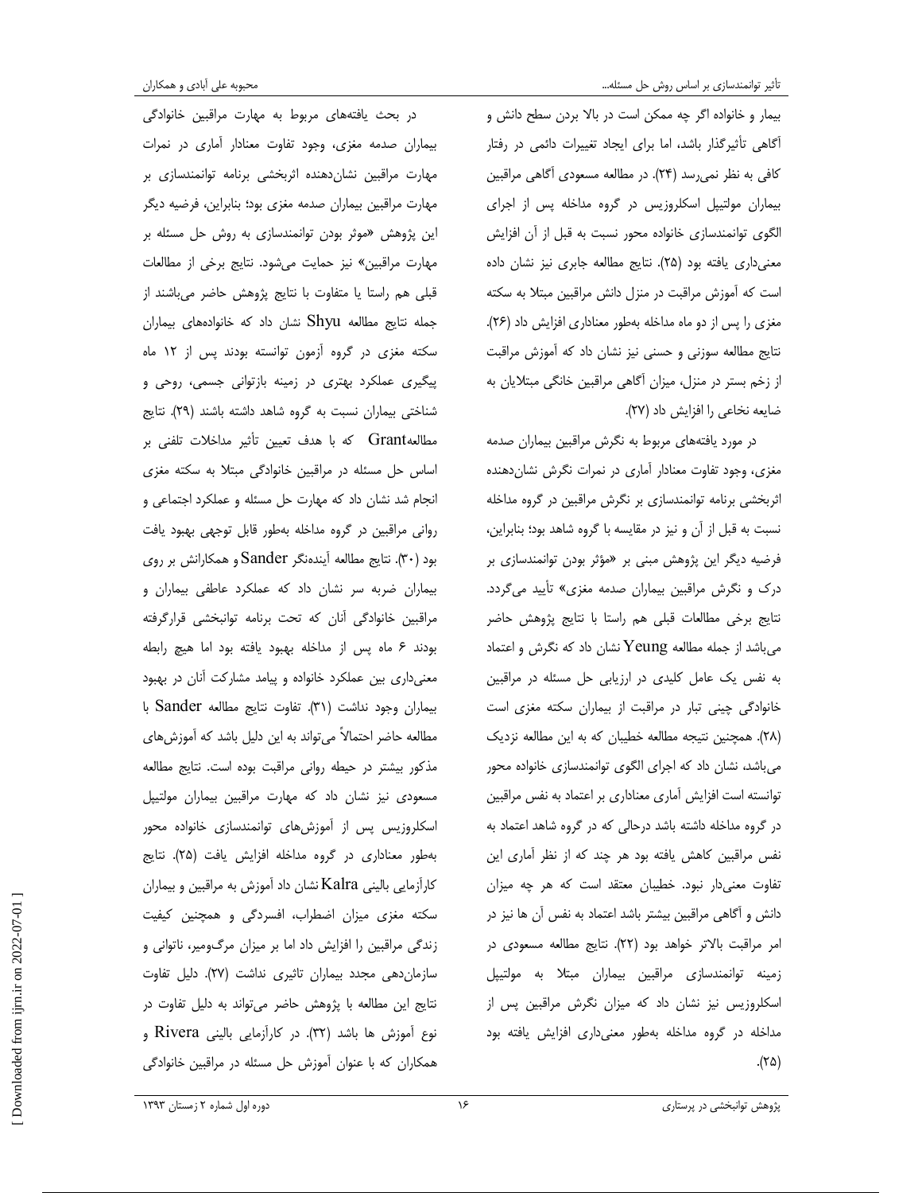بیمار و خانواده اگر چه ممکن است در بالا بردن سطح دانش و آگاهی تأثیرگذار باشد، اما برای ایجاد تغییرات دائمی در رفتار کافی به نظر نمی‌رسد (۲۴). در مطالعه مسعودی آگاهی مراقبین بیماران مولتیپل اسکلروزیس در گروه مداخله پس از اجرای الگوی توانمندسازی خانواده محور نسبت به قبل از آن افزایش معنی‌داری یافته بود (۲۵). نتایج مطالعه جابری نیز نشان داده است که آموزش مراقبت در منزل دانش مراقبین مبتلا به سکته مغزی را پس از دو ماه مداخله به‌طور معناداری افزایش داد (۲۶). نتایج مطالعه سوزنی و حسنی نیز نشان داد که آموزش مراقبت از زخم بستر در منزل، میزان آگاهی مراقبین خانگی مبتلایان به ضایعه نخاعی را افزایش داد (۲۷).

در مورد یافته‌های مربوط به نگرش مراقبین بیماران صدمه مغزی، وجود تفاوت معنادار آماری در نمرات نگرش نشان‌دهنده اثربخشی برنامه توانمندسازی بر نگرش مراقبین در گروه مداخله نسبت به قبل از آن و نیز در مقایسه با گروه شاهد بود؛ بنابراین، فرضیه دیگر این پژوهش مبنی بر «مؤثر بودن توانمندسازی بر درک و نگرش مراقبین بیماران صدمه مغزی» تأیید می‌گردد. نتایج برخی مطالعات قبلی هم راستا با نتایج پژوهش حاضر می‌باشد از جمله مطالعه Yeung نشان داد که نگرش و اعتماد به نفس یک عامل کلیدی در ارزیابی حل مسئله در مراقبین خانوادگی چینی تبار در مراقبت از بیماران سکته مغزی است (۲۸). همچنین نتیجه مطالعه خطیبان که به این مطالعه نزدیک می‌باشد، نشان داد که اجرای الگوی توانمندسازی خانواده محور توانسته است افزایش آماری معناداری بر اعتماد به نفس مراقبین در گروه مداخله داشته باشد درحالی که در گروه شاهد اعتماد به نفس مراقبین کاهش یافته بود هر چند که از نظر آماری این تفاوت معنی‌دار نبود. خطیبان معتقد است که هر چه میزان دانش و آگاهی مراقبین بیشتر باشد اعتماد به نفس آن ها نیز در امر مراقبت بالاتر خواهد بود (۲۲). نتایج مطالعه مسعودی در زمینه توانمندسازی مراقبین بیماران مبتلا به مولتیپل اسکلروزیس نیز نشان داد که میزان نگرش مراقبین پس از مداخله در گروه مداخله به‌طور معنی‌داری افزایش یافته بود (۲۵).

در بحث یافته‌های مربوط به مهارت مراقبین خانوادگی بیماران صدمه مغزی، وجود تفاوت معنادار آماری در نمرات مهارت مراقبین نشان‌دهنده اثربخشی برنامه توانمندسازی بر مهارت مراقبین بیماران صدمه مغزی بود؛ بنابراین، فرضیه دیگر این پژوهش «موثر بودن توانمندسازی به روش حل مسئله بر مهارت مراقبین» نیز حمایت می‌شود. نتایج برخی از مطالعات قبلی هم راستا یا متفاوت با نتایج پژوهش حاضر می‌باشند از جمله نتایج مطالعه Shyu نشان داد که خانواده‌های بیماران سکته مغزی در گروه آزمون توانسته بودند پس از ۱۲ ماه پیگیری عملکرد بهتری در زمینه بازتوانی جسمی، روحی و شناختی بیماران نسبت به گروه شاهد داشته باشند (۲۹). نتایج مطالعه Grant که با هدف تعیین تأثیر مداخلات تلفنی بر اساس حل مسئله در مراقبین خانوادگی مبتلا به سکته مغزی انجام شد نشان داد که مهارت حل مسئله و عملکرد اجتماعی و روانی مراقبین در گروه مداخله به‌طور قابل توجهی بهبود یافت بود (۳۰). نتایج مطالعه آینده‌نگر Sander و همکارانش بر روی بیماران ضربه سر نشان داد که عملکرد عاطفی بیماران و مراقبین خانوادگی آنان که تحت برنامه توانبخشی قرارگرفته بودند ۶ ماه پس از مداخله بهبود یافته بود اما هیچ رابطه معنی‌داری بین عملکرد خانواده و پیامد مشارکت آنان در بهبود بیماران وجود نداشت (۳۱). تفاوت نتایج مطالعه Sander با مطالعه حاضر احتمالاً می‌تواند به این دلیل باشد که آموزش‌های مذکور بیشتر در حیطه روانی مراقبت بوده است. نتایج مطالعه مسعودی نیز نشان داد که مهارت مراقبین بیماران مولتیپل اسکلروزیس پس از آموزش‌های توانمندسازی خانواده محور به‌طور معناداری در گروه مداخله افزایش یافت (۲۵). نتایج کارآزمایی بالینی Kalra نشان داد که آموزش به مراقبین و بیماران سکته مغزی میزان اضطراب، افسردگی و همچنین کیفیت زندگی مراقبین را افزایش داد اما بر میزان مرگ‌ومیر، ناتوانی و سازمان‌دهی مجدد بیماران تاثیری نداشت (۲۷). دلیل تفاوت نتایج این مطالعه با پژوهش حاضر می‌تواند به دلیل تفاوت در نوع آموزش ها باشد (۳۲). در کارآزمایی بالینی Rivera و همکاران که با عنوان آموزش حل مسئله در مراقبین خانوادگی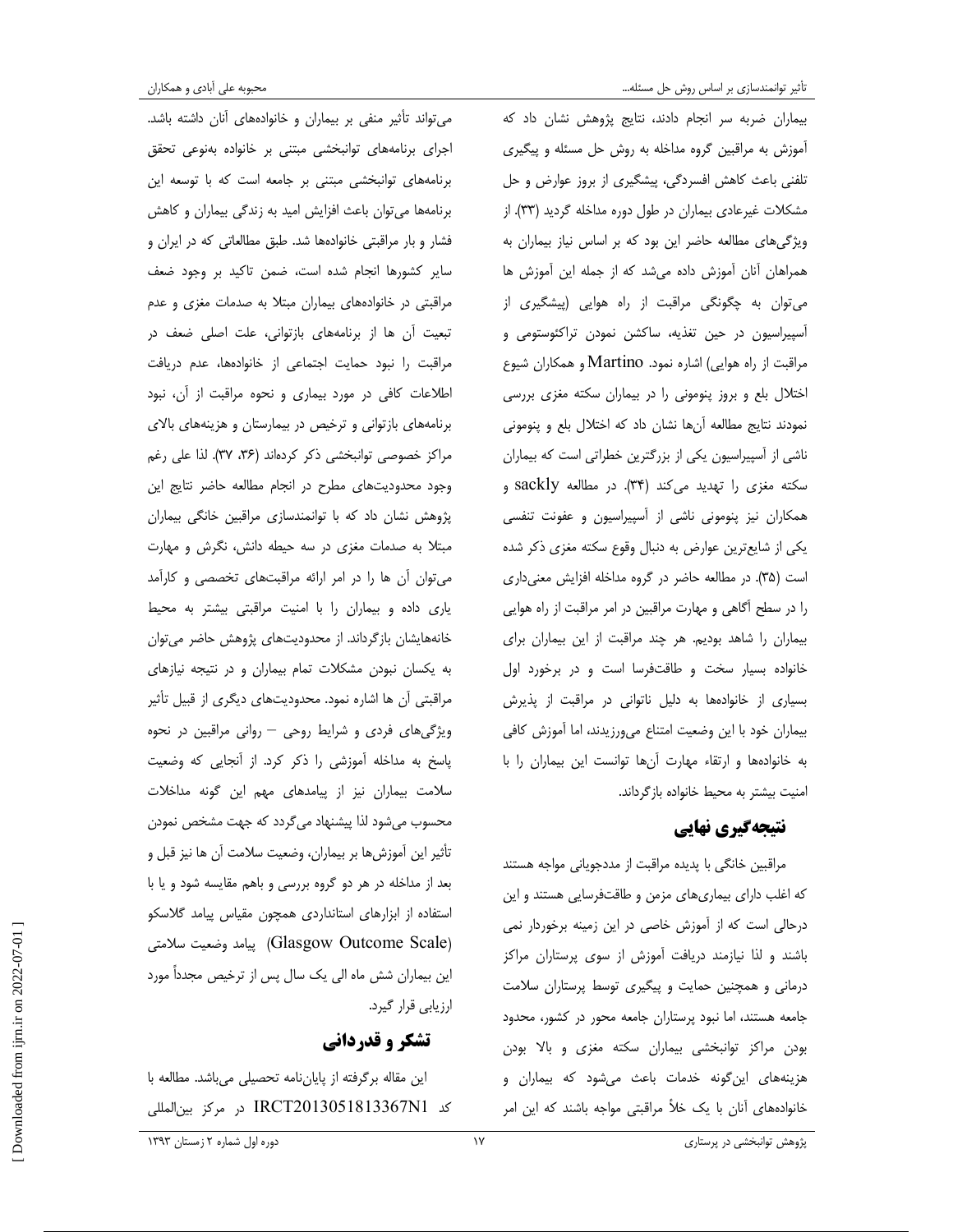بیماران ضربه سر انجام دادند، نتایج پژوهش نشان داد که آموزش به مراقبین گروه مداخله به روش حل مسئله و پیگیری تلفنی باعث کاهش افسردگی، پیشگیری از بروز عوارض و حل مشکلات غیرعادی بیماران در طول دوره مداخله گردید (۳۳). از ویژگی‌های مطالعه حاضر این بود که بر اساس نیاز بیماران به همراهان آنان آموزش داده می‌شد که از جمله این آموزش ها می‌توان به چگونگی مراقبت از راه هوایی (پیشگیری از آسپیراسیون در حین تغذیه، ساکشن نمودن تراکئوستومی و مراقبت از راه هوایی) اشاره نمود. Martino و همکاران شیوع اختلال بلع و بروز پنومونی را در بیماران سکته مغزی بررسی نمودند نتایج مطالعه آن‌ها نشان داد که اختلال بلع و پنومونی ناشی از آسپیراسیون یکی از بزرگترین خطراتی است که بیماران سکته مغزی را تهدید می‌کند (۳۴). در مطالعه sackly و همکاران نیز پنومونی ناشی از آسپیراسیون و عفونت تنفسی یکی از شایع‌ترین عوارض به دنبال وقوع سکته مغزی ذکر شده است (۳۵). در مطالعه حاضر در گروه مداخله افزایش معنی‌داری را در سطح آگاهی و مهارت مراقبین در امر مراقبت از راه هوایی بیماران را شاهد بودیم. هر چند مراقبت از این بیماران برای خانواده بسیار سخت و طاقت‌فرسا است و در برخورد اول بسیاری از خانواده‌ها به دلیل ناتوانی در مراقبت از پذیرش بیماران خود با این وضعیت امتناع می‌ورزیدند، اما آموزش کافی به خانواده‌ها و ارتقاء مهارت آن‌ها توانست این بیماران را با امنیت بیشتر به محیط خانواده بازگرداند.

## نتیجه‌گیری نهایی

مراقبین خانگی با پدیده مراقبت از مددجویانی مواجه هستند که اغلب دارای بیماری‌های مزمن و طاقت‌فرسایی هستند و این درحالی است که از آموزش خاصی در این زمینه برخوردار نمی باشند و لذا نیازمند دریافت آموزش از سوی پرستاران مراکز درمانی و همچنین حمایت و پیگیری توسط پرستاران سلامت جامعه هستند، اما نبود پرستاران جامعه محور در کشور، محدود بودن مراکز توانبخشی بیماران سکته مغزی و بالا بودن هزینه‌های این‌گونه خدمات باعث می‌شود که بیماران و خانواده‌های آنان با یک خلأ مراقبتی مواجه باشند که این امر می‌تواند تأثیر منفی بر بیماران و خانواده‌های آنان داشته باشد. اجرای برنامه‌های توانبخشی مبتنی بر خانواده به‌نوعی تحقق برنامه‌های توانبخشی مبتنی بر جامعه است که با توسعه این برنامه‌ها می‌توان باعث افزایش امید به زندگی بیماران و کاهش فشار و بار مراقبتی خانواده‌ها شد. طبق مطالعاتی که در ایران و سایر کشورها انجام شده است، ضمن تاکید بر وجود ضعف مراقبتی در خانواده‌های بیماران مبتلا به صدمات مغزی و عدم تبعیت آن ها از برنامه‌های بازتوانی، علت اصلی ضعف در مراقبت را نبود حمایت اجتماعی از خانواده‌ها، عدم دریافت اطلاعات کافی در مورد بیماری و نحوه مراقبت از آن، نبود برنامه‌های بازتوانی و ترخیص در بیمارستان و هزینه‌های بالای مراکز خصوصی توانبخشی ذکر کرده‌اند (۳۶، ۳۷). لذا علی رغم وجود محدودیت‌های مطرح در انجام مطالعه حاضر نتایج این پژوهش نشان داد که با توانمندسازی مراقبین خانگی بیماران مبتلا به صدمات مغزی در سه حیطه دانش، نگرش و مهارت می‌توان آن ها را در امر ارائه مراقبت‌های تخصصی و کارآمد یاری داده و بیماران را با امنیت مراقبتی بیشتر به محیط خانه‌هایشان بازگرداند. از محدودیت‌های پژوهش حاضر می‌توان به یکسان نبودن مشکلات تمام بیماران و در نتیجه نیازهای مراقبتی آن ها اشاره نمود. محدودیت‌های دیگری از قبیل تأثیر ویژگی‌های فردی و شرایط روحی – روانی مراقبین در نحوه پاسخ به مداخله آموزشی را ذکر کرد. از آنجایی که وضعیت سلامت بیماران نیز از پیامدهای مهم این گونه مداخلات محسوب می‌شود لذا پیشنهاد می‌گردد که جهت مشخص نمودن تأثیر این آموزش‌ها بر بیماران، وضعیت سلامت آن ها نیز قبل و بعد از مداخله در هر دو گروه بررسی و باهم مقایسه شود و یا با استفاده از ابزارهای استانداردی همچون مقیاس پیامد گلاسکو (Glasgow Outcome Scale) پیامد وضعیت سلامتی این بیماران شش ماه الی یک سال پس از ترخیص مجدداً مورد ارزیابی قرار گیرد.

## تشکر و قدردانی

این مقاله برگرفته از پایان‌نامه تحصیلی می‌باشد. مطالعه با کد IRCT2013051813367N1 در مرکز بین‌المللی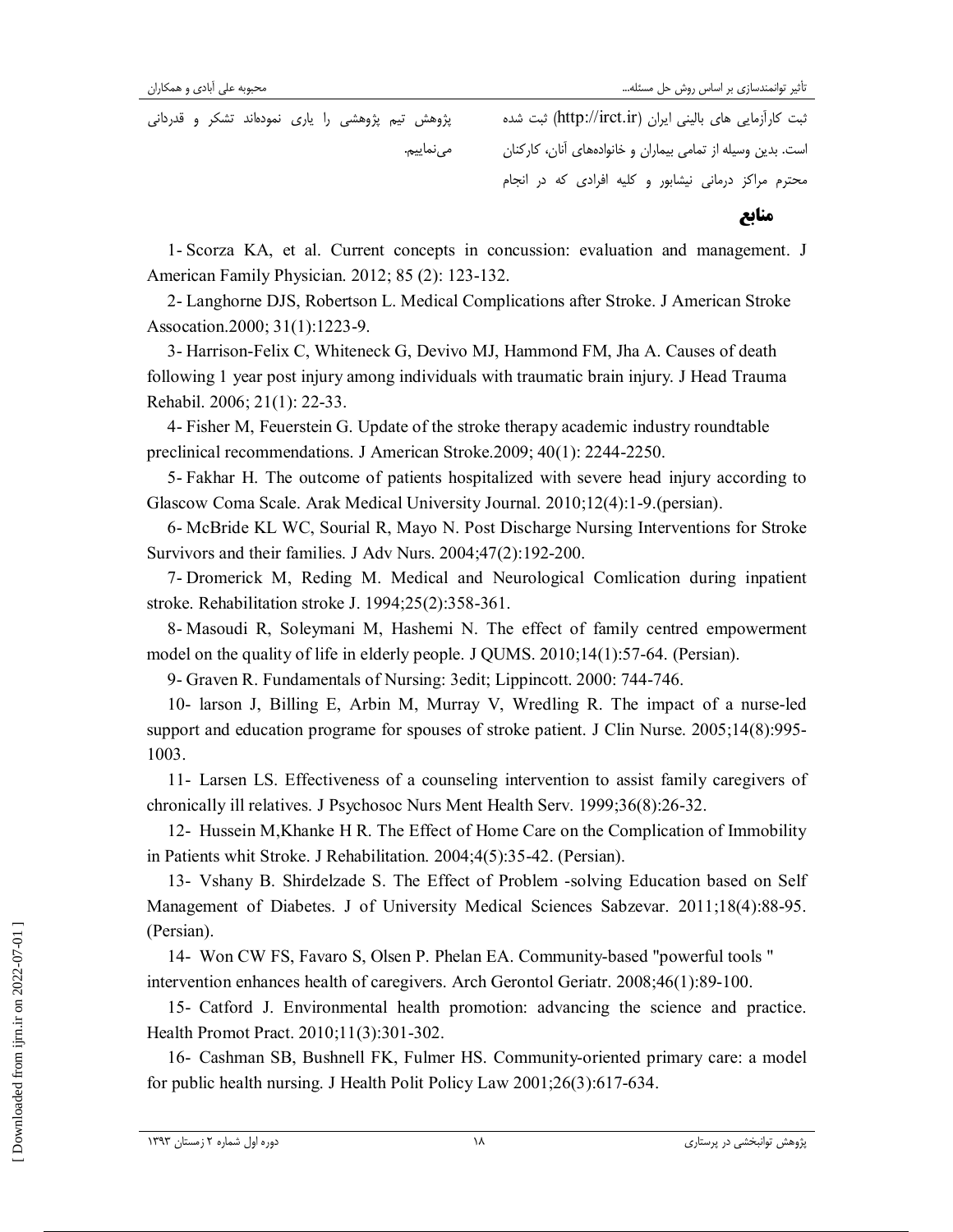ثبت کارآزمایی های بالینی ایران (http://irct.ir) ثبت شده است. بدین وسیله از تمامی بیماران و خانواده‌های آنان، کارکنان محترم مراکز درمانی نیشابور و کلیه افرادی که در انجام پژوهش تیم پژوهشی را یاری نموده‌اند تشکر و قدردانی می‌نماییم.

## منابع

1- Scorza KA, et al. Current concepts in concussion: evaluation and management. J American Family Physician. 2012; 85 (2): 123-132.

2- Langhorne DJS, Robertson L. Medical Complications after Stroke. J American Stroke Assocation.2000; 31(1):1223-9.

3- Harrison-Felix C, Whiteneck G, Devivo MJ, Hammond FM, Jha A. Causes of death following 1 year post injury among individuals with traumatic brain injury. J Head Trauma Rehabil. 2006; 21(1): 22-33.

4- Fisher M, Feuerstein G. Update of the stroke therapy academic industry roundtable preclinical recommendations. J American Stroke.2009; 40(1): 2244-2250.

5- Fakhar H. The outcome of patients hospitalized with severe head injury according to Glascow Coma Scale. Arak Medical University Journal. 2010;12(4):1-9.(persian).

6- McBride KL WC, Sourial R, Mayo N. Post Discharge Nursing Interventions for Stroke Survivors and their families. J Adv Nurs. 2004;47(2):192-200.

7- Dromerick M, Reding M. Medical and Neurological Comlication during inpatient stroke. Rehabilitation stroke J. 1994;25(2):358-361.

8- Masoudi R, Soleymani M, Hashemi N. The effect of family centred empowerment model on the quality of life in elderly people. J QUMS. 2010;14(1):57-64. (Persian).

9- Graven R. Fundamentals of Nursing: 3edit; Lippincott. 2000: 744-746.

10- larson J, Billing E, Arbin M, Murray V, Wredling R. The impact of a nurse-led support and education programe for spouses of stroke patient. J Clin Nurse. 2005;14(8):995-1003.

11- Larsen LS. Effectiveness of a counseling intervention to assist family caregivers of chronically ill relatives. J Psychosoc Nurs Ment Health Serv. 1999;36(8):26-32.

12- Hussein M,Khanke H R. The Effect of Home Care on the Complication of Immobility in Patients whit Stroke. J Rehabilitation. 2004;4(5):35-42. (Persian).

13- Vshany B. Shirdelzade S. The Effect of Problem -solving Education based on Self Management of Diabetes. J of University Medical Sciences Sabzevar. 2011;18(4):88-95. (Persian).

14- Won CW FS, Favaro S, Olsen P. Phelan EA. Community-based "powerful tools " intervention enhances health of caregivers. Arch Gerontol Geriatr. 2008;46(1):89-100.

15- Catford J. Environmental health promotion: advancing the science and practice. Health Promot Pract. 2010;11(3):301-302.

16- Cashman SB, Bushnell FK, Fulmer HS. Community-oriented primary care: a model for public health nursing. J Health Polit Policy Law 2001;26(3):617-634.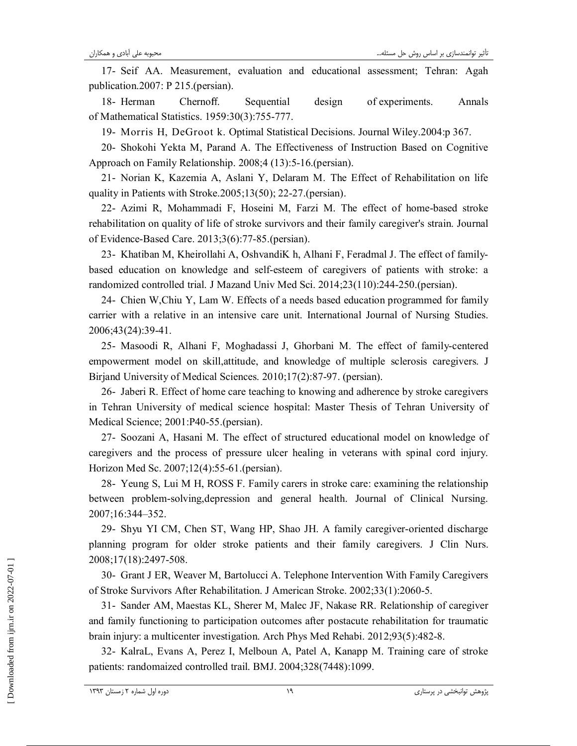17- Seif AA. Measurement, evaluation and educational assessment; Tehran: Agah publication.2007: P 215.(persian).

18- Herman Chernoff. Sequential design of experiments. Annals of Mathematical Statistics. 1959:30(3):755-777.

19- Morris H, DeGroot k. Optimal Statistical Decisions. Journal Wiley.2004:p 367.

20- Shokohi Yekta M, Parand A. The Effectiveness of Instruction Based on Cognitive Approach on Family Relationship. 2008;4 (13):5-16.(persian).

21- Norian K, Kazemia A, Aslani Y, Delaram M. The Effect of Rehabilitation on life quality in Patients with Stroke.2005;13(50); 22-27.(persian).

22- Azimi R, Mohammadi F, Hoseini M, Farzi M. The effect of home-based stroke rehabilitation on quality of life of stroke survivors and their family caregiver's strain. Journal of Evidence-Based Care. 2013;3(6):77-85.(persian).

23- Khatiban M, Kheirollahi A, OshvandiK h, Alhani F, Feradmal J. The effect of family-based education on knowledge and self-esteem of caregivers of patients with stroke: a randomized controlled trial. J Mazand Univ Med Sci. 2014;23(110):244-250.(persian).

24- Chien W,Chiu Y, Lam W. Effects of a needs based education programmed for family carrier with a relative in an intensive care unit. International Journal of Nursing Studies. 2006;43(24):39-41.

25- Masoodi R, Alhani F, Moghadassi J, Ghorbani M. The effect of family-centered empowerment model on skill,attitude, and knowledge of multiple sclerosis caregivers. J Birjand University of Medical Sciences. 2010;17(2):87-97. (persian).

26- Jaberi R. Effect of home care teaching to knowing and adherence by stroke caregivers in Tehran University of medical science hospital: Master Thesis of Tehran University of Medical Science; 2001:P40-55.(persian).

27- Soozani A, Hasani M. The effect of structured educational model on knowledge of caregivers and the process of pressure ulcer healing in veterans with spinal cord injury. Horizon Med Sc. 2007;12(4):55-61.(persian).

28- Yeung S, Lui M H, ROSS F. Family carers in stroke care: examining the relationship between problem-solving,depression and general health. Journal of Clinical Nursing. 2007;16:344–352.

29- Shyu YI CM, Chen ST, Wang HP, Shao JH. A family caregiver-oriented discharge planning program for older stroke patients and their family caregivers. J Clin Nurs. 2008;17(18):2497-508.

30- Grant J ER, Weaver M, Bartolucci A. Telephone Intervention With Family Caregivers of Stroke Survivors After Rehabilitation. J American Stroke. 2002;33(1):2060-5.

31- Sander AM, Maestas KL, Sherer M, Malec JF, Nakase RR. Relationship of caregiver and family functioning to participation outcomes after postacute rehabilitation for traumatic brain injury: a multicenter investigation. Arch Phys Med Rehabi. 2012;93(5):482-8.

32- KalraL, Evans A, Perez I, Melboun A, Patel A, Kanapp M. Training care of stroke patients: randomaized controlled trail. BMJ. 2004;328(7448):1099.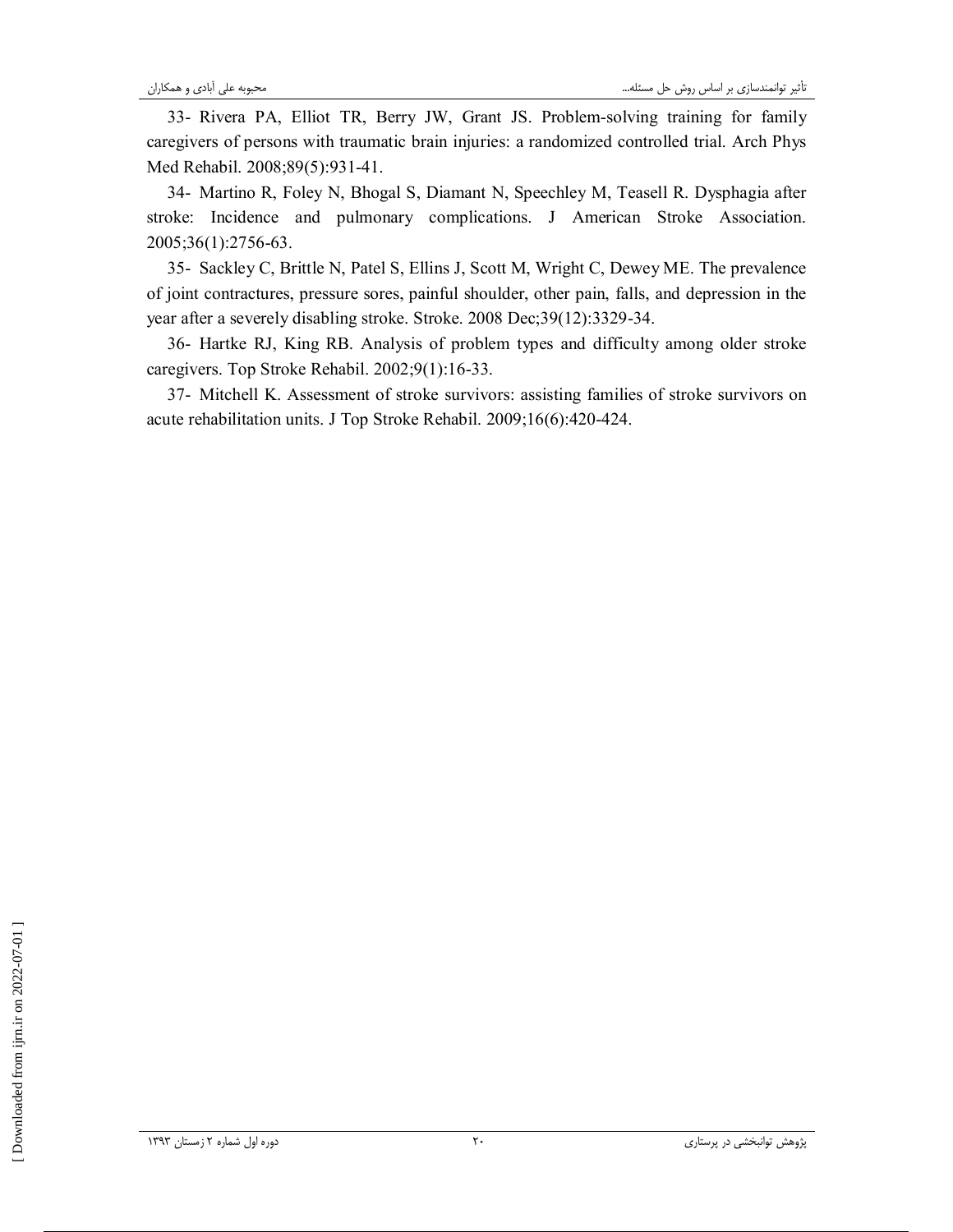33- Rivera PA, Elliot TR, Berry JW, Grant JS. Problem-solving training for family caregivers of persons with traumatic brain injuries: a randomized controlled trial. Arch Phys Med Rehabil. 2008;89(5):931-41.

34- Martino R, Foley N, Bhogal S, Diamant N, Speechley M, Teasell R. Dysphagia after stroke: Incidence and pulmonary complications. J American Stroke Association. 2005;36(1):2756-63.

35- Sackley C, Brittle N, Patel S, Ellins J, Scott M, Wright C, Dewey ME. The prevalence of joint contractures, pressure sores, painful shoulder, other pain, falls, and depression in the year after a severely disabling stroke. Stroke. 2008 Dec;39(12):3329-34.

36- Hartke RJ, King RB. Analysis of problem types and difficulty among older stroke caregivers. Top Stroke Rehabil. 2002;9(1):16-33.

37- Mitchell K. Assessment of stroke survivors: assisting families of stroke survivors on acute rehabilitation units. J Top Stroke Rehabil. 2009;16(6):420-424.